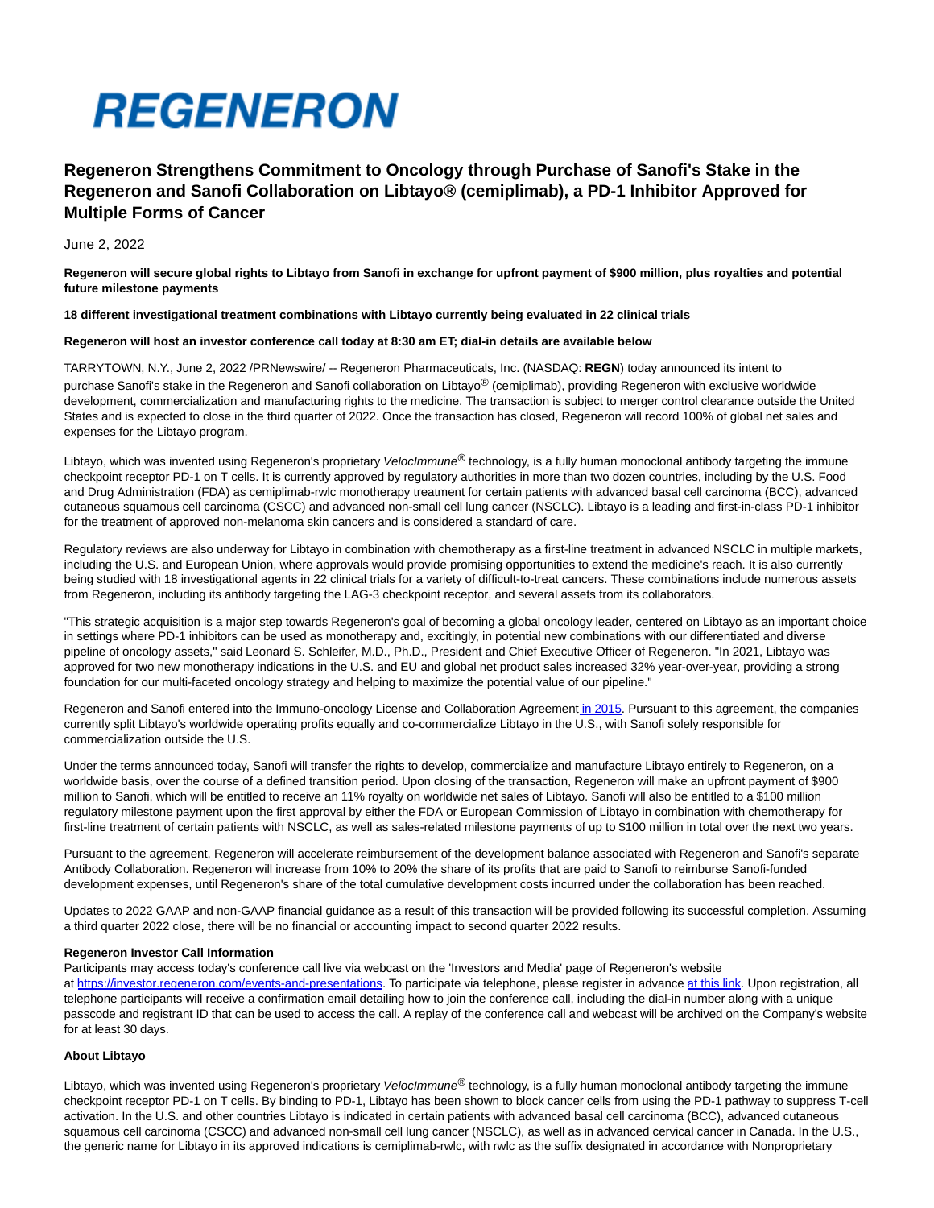# REGENERON

## Regeneron Strengthens Commitment to Oncology through Purchase of Sanofi's Stake in the Regeneron and Sanofi Collaboration on Libtayo® (cemiplimab), a PD-1 Inhibitor Approved for Multiple Forms of Cancer

June 2, 2022

**Regeneron will secure global rights to Libtayo from Sanofi in exchange for upfront payment of $900 million, plus royalties and potential future milestone payments**

**18 different investigational treatment combinations with Libtayo currently being evaluated in 22 clinical trials**

**Regeneron will host an investor conference call today at 8:30 am ET; dial-in details are available below**

TARRYTOWN, N.Y., June 2, 2022 /PRNewswire/ -- Regeneron Pharmaceuticals, Inc. (NASDAQ: **REGN**) today announced its intent to purchase Sanofi's stake in the Regeneron and Sanofi collaboration on Libtayo® (cemiplimab), providing Regeneron with exclusive worldwide development, commercialization and manufacturing rights to the medicine. The transaction is subject to merger control clearance outside the United States and is expected to close in the third quarter of 2022. Once the transaction has closed, Regeneron will record 100% of global net sales and expenses for the Libtayo program.

Libtayo, which was invented using Regeneron's proprietary *VelocImmune*® technology, is a fully human monoclonal antibody targeting the immune checkpoint receptor PD-1 on T cells. It is currently approved by regulatory authorities in more than two dozen countries, including by the U.S. Food and Drug Administration (FDA) as cemiplimab-rwlc monotherapy treatment for certain patients with advanced basal cell carcinoma (BCC), advanced cutaneous squamous cell carcinoma (CSCC) and advanced non-small cell lung cancer (NSCLC). Libtayo is a leading and first-in-class PD-1 inhibitor for the treatment of approved non-melanoma skin cancers and is considered a standard of care.

Regulatory reviews are also underway for Libtayo in combination with chemotherapy as a first-line treatment in advanced NSCLC in multiple markets, including the U.S. and European Union, where approvals would provide promising opportunities to extend the medicine's reach. It is also currently being studied with 18 investigational agents in 22 clinical trials for a variety of difficult-to-treat cancers. These combinations include numerous assets from Regeneron, including its antibody targeting the LAG-3 checkpoint receptor, and several assets from its collaborators.

"This strategic acquisition is a major step towards Regeneron's goal of becoming a global oncology leader, centered on Libtayo as an important choice in settings where PD-1 inhibitors can be used as monotherapy and, excitingly, in potential new combinations with our differentiated and diverse pipeline of oncology assets," said Leonard S. Schleifer, M.D., Ph.D., President and Chief Executive Officer of Regeneron. "In 2021, Libtayo was approved for two new monotherapy indications in the U.S. and EU and global net product sales increased 32% year-over-year, providing a strong foundation for our multi-faceted oncology strategy and helping to maximize the potential value of our pipeline."

Regeneron and Sanofi entered into the Immuno-oncology License and Collaboration Agreement in 2015. Pursuant to this agreement, the companies currently split Libtayo's worldwide operating profits equally and co-commercialize Libtayo in the U.S., with Sanofi solely responsible for commercialization outside the U.S.

Under the terms announced today, Sanofi will transfer the rights to develop, commercialize and manufacture Libtayo entirely to Regeneron, on a worldwide basis, over the course of a defined transition period. Upon closing of the transaction, Regeneron will make an upfront payment of $900 million to Sanofi, which will be entitled to receive an 11% royalty on worldwide net sales of Libtayo. Sanofi will also be entitled to a $100 million regulatory milestone payment upon the first approval by either the FDA or European Commission of Libtayo in combination with chemotherapy for first-line treatment of certain patients with NSCLC, as well as sales-related milestone payments of up to $100 million in total over the next two years.

Pursuant to the agreement, Regeneron will accelerate reimbursement of the development balance associated with Regeneron and Sanofi's separate Antibody Collaboration. Regeneron will increase from 10% to 20% the share of its profits that are paid to Sanofi to reimburse Sanofi-funded development expenses, until Regeneron's share of the total cumulative development costs incurred under the collaboration has been reached.

Updates to 2022 GAAP and non-GAAP financial guidance as a result of this transaction will be provided following its successful completion. Assuming a third quarter 2022 close, there will be no financial or accounting impact to second quarter 2022 results.

**Regeneron Investor Call Information**

Participants may access today's conference call live via webcast on the 'Investors and Media' page of Regeneron's website at https://investor.regeneron.com/events-and-presentations. To participate via telephone, please register in advance at this link. Upon registration, all telephone participants will receive a confirmation email detailing how to join the conference call, including the dial-in number along with a unique passcode and registrant ID that can be used to access the call. A replay of the conference call and webcast will be archived on the Company's website for at least 30 days.

**About Libtayo**

Libtayo, which was invented using Regeneron's proprietary *VelocImmune*® technology, is a fully human monoclonal antibody targeting the immune checkpoint receptor PD-1 on T cells. By binding to PD-1, Libtayo has been shown to block cancer cells from using the PD-1 pathway to suppress T-cell activation. In the U.S. and other countries Libtayo is indicated in certain patients with advanced basal cell carcinoma (BCC), advanced cutaneous squamous cell carcinoma (CSCC) and advanced non-small cell lung cancer (NSCLC), as well as in advanced cervical cancer in Canada. In the U.S., the generic name for Libtayo in its approved indications is cemiplimab-rwlc, with rwlc as the suffix designated in accordance with Nonproprietary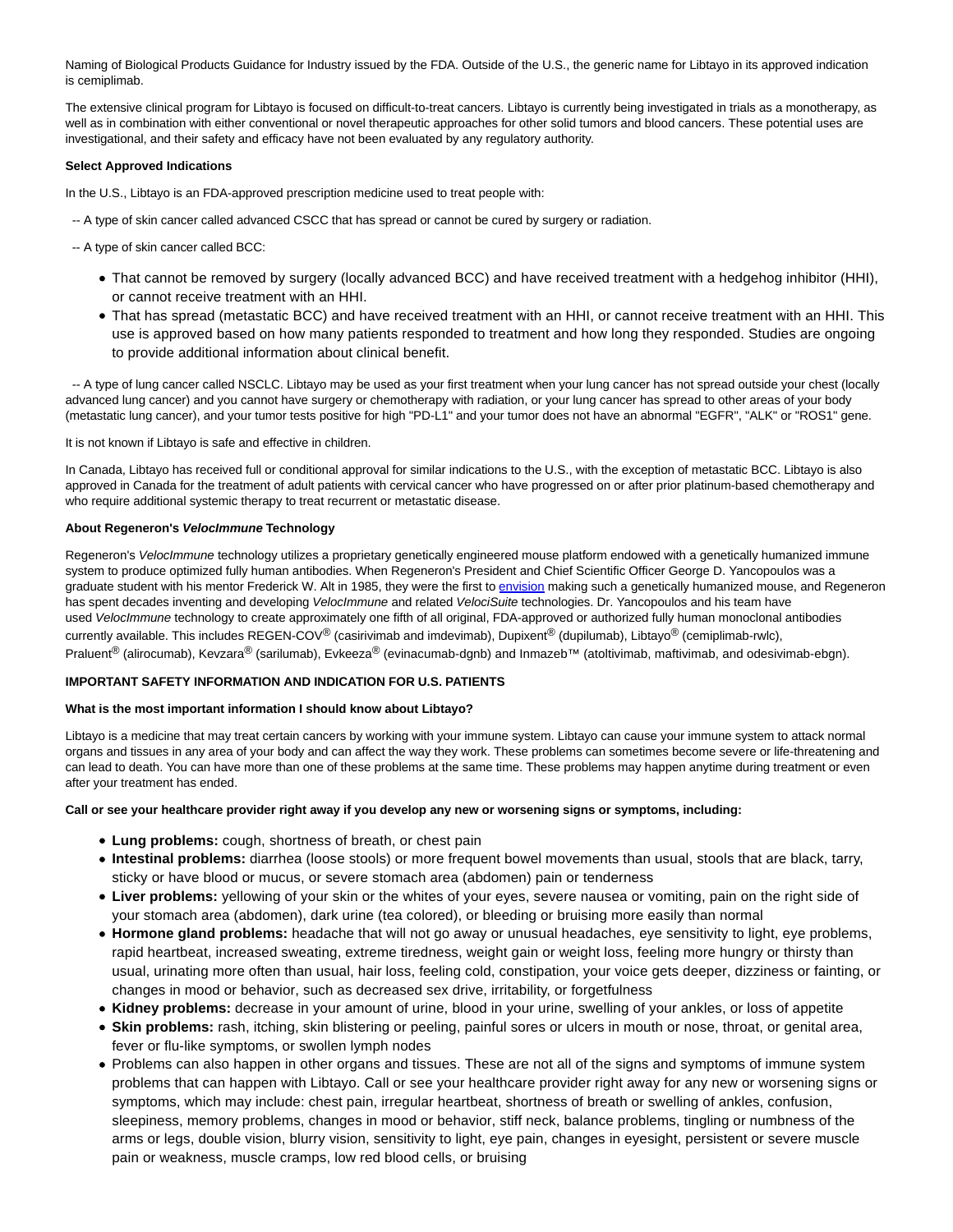Naming of Biological Products Guidance for Industry issued by the FDA. Outside of the U.S., the generic name for Libtayo in its approved indication is cemiplimab.

The extensive clinical program for Libtayo is focused on difficult-to-treat cancers. Libtayo is currently being investigated in trials as a monotherapy, as well as in combination with either conventional or novel therapeutic approaches for other solid tumors and blood cancers. These potential uses are investigational, and their safety and efficacy have not been evaluated by any regulatory authority.

**Select Approved Indications**

In the U.S., Libtayo is an FDA-approved prescription medicine used to treat people with:

-- A type of skin cancer called advanced CSCC that has spread or cannot be cured by surgery or radiation.

-- A type of skin cancer called BCC:

- That cannot be removed by surgery (locally advanced BCC) and have received treatment with a hedgehog inhibitor (HHI), or cannot receive treatment with an HHI.
- That has spread (metastatic BCC) and have received treatment with an HHI, or cannot receive treatment with an HHI. This use is approved based on how many patients responded to treatment and how long they responded. Studies are ongoing to provide additional information about clinical benefit.

-- A type of lung cancer called NSCLC. Libtayo may be used as your first treatment when your lung cancer has not spread outside your chest (locally advanced lung cancer) and you cannot have surgery or chemotherapy with radiation, or your lung cancer has spread to other areas of your body (metastatic lung cancer), and your tumor tests positive for high "PD-L1" and your tumor does not have an abnormal "EGFR", "ALK" or "ROS1" gene.

It is not known if Libtayo is safe and effective in children.

In Canada, Libtayo has received full or conditional approval for similar indications to the U.S., with the exception of metastatic BCC. Libtayo is also approved in Canada for the treatment of adult patients with cervical cancer who have progressed on or after prior platinum-based chemotherapy and who require additional systemic therapy to treat recurrent or metastatic disease.

**About Regeneron's *VelocImmune* Technology**

Regeneron's *VelocImmune* technology utilizes a proprietary genetically engineered mouse platform endowed with a genetically humanized immune system to produce optimized fully human antibodies. When Regeneron's President and Chief Scientific Officer George D. Yancopoulos was a graduate student with his mentor Frederick W. Alt in 1985, they were the first to envision making such a genetically humanized mouse, and Regeneron has spent decades inventing and developing *VelocImmune* and related *VelociSuite* technologies. Dr. Yancopoulos and his team have used *VelocImmune* technology to create approximately one fifth of all original, FDA-approved or authorized fully human monoclonal antibodies currently available. This includes REGEN-COV® (casirivimab and imdevimab), Dupixent® (dupilumab), Libtayo® (cemiplimab-rwlc), Praluent® (alirocumab), Kevzara® (sarilumab), Evkeeza® (evinacumab-dgnb) and Inmazeb™ (atoltivimab, maftivimab, and odesivimab-ebgn).

**IMPORTANT SAFETY INFORMATION AND INDICATION FOR U.S. PATIENTS**

**What is the most important information I should know about Libtayo?**

Libtayo is a medicine that may treat certain cancers by working with your immune system. Libtayo can cause your immune system to attack normal organs and tissues in any area of your body and can affect the way they work. These problems can sometimes become severe or life-threatening and can lead to death. You can have more than one of these problems at the same time. These problems may happen anytime during treatment or even after your treatment has ended.

**Call or see your healthcare provider right away if you develop any new or worsening signs or symptoms, including:**

- **Lung problems:** cough, shortness of breath, or chest pain
- **Intestinal problems:** diarrhea (loose stools) or more frequent bowel movements than usual, stools that are black, tarry, sticky or have blood or mucus, or severe stomach area (abdomen) pain or tenderness
- **Liver problems:** yellowing of your skin or the whites of your eyes, severe nausea or vomiting, pain on the right side of your stomach area (abdomen), dark urine (tea colored), or bleeding or bruising more easily than normal
- **Hormone gland problems:** headache that will not go away or unusual headaches, eye sensitivity to light, eye problems, rapid heartbeat, increased sweating, extreme tiredness, weight gain or weight loss, feeling more hungry or thirsty than usual, urinating more often than usual, hair loss, feeling cold, constipation, your voice gets deeper, dizziness or fainting, or changes in mood or behavior, such as decreased sex drive, irritability, or forgetfulness
- **Kidney problems:** decrease in your amount of urine, blood in your urine, swelling of your ankles, or loss of appetite
- **Skin problems:** rash, itching, skin blistering or peeling, painful sores or ulcers in mouth or nose, throat, or genital area, fever or flu-like symptoms, or swollen lymph nodes
- Problems can also happen in other organs and tissues. These are not all of the signs and symptoms of immune system problems that can happen with Libtayo. Call or see your healthcare provider right away for any new or worsening signs or symptoms, which may include: chest pain, irregular heartbeat, shortness of breath or swelling of ankles, confusion, sleepiness, memory problems, changes in mood or behavior, stiff neck, balance problems, tingling or numbness of the arms or legs, double vision, blurry vision, sensitivity to light, eye pain, changes in eyesight, persistent or severe muscle pain or weakness, muscle cramps, low red blood cells, or bruising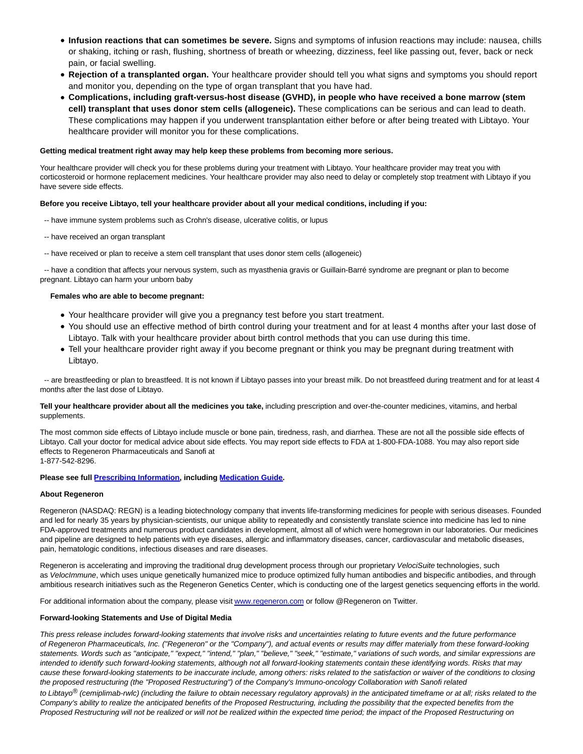- **Infusion reactions that can sometimes be severe.** Signs and symptoms of infusion reactions may include: nausea, chills or shaking, itching or rash, flushing, shortness of breath or wheezing, dizziness, feel like passing out, fever, back or neck pain, or facial swelling.
- **Rejection of a transplanted organ.** Your healthcare provider should tell you what signs and symptoms you should report and monitor you, depending on the type of organ transplant that you have had.
- **Complications, including graft-versus-host disease (GVHD), in people who have received a bone marrow (stem cell) transplant that uses donor stem cells (allogeneic).** These complications can be serious and can lead to death. These complications may happen if you underwent transplantation either before or after being treated with Libtayo. Your healthcare provider will monitor you for these complications.

**Getting medical treatment right away may help keep these problems from becoming more serious.**

Your healthcare provider will check you for these problems during your treatment with Libtayo. Your healthcare provider may treat you with corticosteroid or hormone replacement medicines. Your healthcare provider may also need to delay or completely stop treatment with Libtayo if you have severe side effects.

**Before you receive Libtayo, tell your healthcare provider about all your medical conditions, including if you:**

-- have immune system problems such as Crohn's disease, ulcerative colitis, or lupus

-- have received an organ transplant

-- have received or plan to receive a stem cell transplant that uses donor stem cells (allogeneic)

-- have a condition that affects your nervous system, such as myasthenia gravis or Guillain-Barré syndrome are pregnant or plan to become pregnant. Libtayo can harm your unborn baby

**Females who are able to become pregnant:**

- Your healthcare provider will give you a pregnancy test before you start treatment.
- You should use an effective method of birth control during your treatment and for at least 4 months after your last dose of Libtayo. Talk with your healthcare provider about birth control methods that you can use during this time.
- Tell your healthcare provider right away if you become pregnant or think you may be pregnant during treatment with Libtayo.

-- are breastfeeding or plan to breastfeed. It is not known if Libtayo passes into your breast milk. Do not breastfeed during treatment and for at least 4 months after the last dose of Libtayo.

**Tell your healthcare provider about all the medicines you take,** including prescription and over-the-counter medicines, vitamins, and herbal supplements.

The most common side effects of Libtayo include muscle or bone pain, tiredness, rash, and diarrhea. These are not all the possible side effects of Libtayo. Call your doctor for medical advice about side effects. You may report side effects to FDA at 1-800-FDA-1088. You may also report side effects to Regeneron Pharmaceuticals and Sanofi at
1-877-542-8296.

**Please see full Prescribing Information, including Medication Guide.**

**About Regeneron**

Regeneron (NASDAQ: REGN) is a leading biotechnology company that invents life-transforming medicines for people with serious diseases. Founded and led for nearly 35 years by physician-scientists, our unique ability to repeatedly and consistently translate science into medicine has led to nine FDA-approved treatments and numerous product candidates in development, almost all of which were homegrown in our laboratories. Our medicines and pipeline are designed to help patients with eye diseases, allergic and inflammatory diseases, cancer, cardiovascular and metabolic diseases, pain, hematologic conditions, infectious diseases and rare diseases.

Regeneron is accelerating and improving the traditional drug development process through our proprietary *VelociSuite* technologies, such as *VelocImmune*, which uses unique genetically humanized mice to produce optimized fully human antibodies and bispecific antibodies, and through ambitious research initiatives such as the Regeneron Genetics Center, which is conducting one of the largest genetics sequencing efforts in the world.

For additional information about the company, please visit www.regeneron.com or follow @Regeneron on Twitter.

**Forward-looking Statements and Use of Digital Media**

*This press release includes forward-looking statements that involve risks and uncertainties relating to future events and the future performance of Regeneron Pharmaceuticals, Inc. ("Regeneron" or the "Company"), and actual events or results may differ materially from these forward-looking statements. Words such as "anticipate," "expect," "intend," "plan," "believe," "seek," "estimate," variations of such words, and similar expressions are intended to identify such forward-looking statements, although not all forward-looking statements contain these identifying words. Risks that may cause these forward-looking statements to be inaccurate include, among others: risks related to the satisfaction or waiver of the conditions to closing the proposed restructuring (the "Proposed Restructuring") of the Company's Immuno-oncology Collaboration with Sanofi related to Libtayo® (cemiplimab-rwlc) (including the failure to obtain necessary regulatory approvals) in the anticipated timeframe or at all; risks related to the Company's ability to realize the anticipated benefits of the Proposed Restructuring, including the possibility that the expected benefits from the Proposed Restructuring will not be realized or will not be realized within the expected time period; the impact of the Proposed Restructuring on*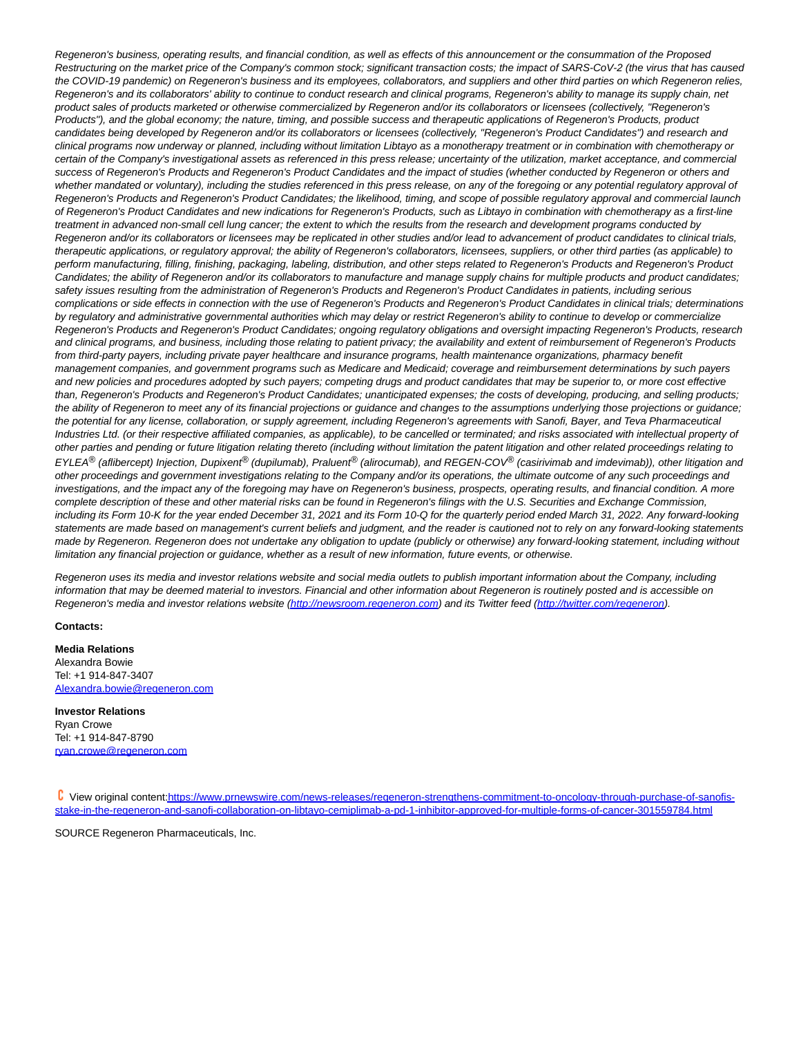*Regeneron's business, operating results, and financial condition, as well as effects of this announcement or the consummation of the Proposed Restructuring on the market price of the Company's common stock; significant transaction costs; the impact of SARS-CoV-2 (the virus that has caused the COVID-19 pandemic) on Regeneron's business and its employees, collaborators, and suppliers and other third parties on which Regeneron relies, Regeneron's and its collaborators' ability to continue to conduct research and clinical programs, Regeneron's ability to manage its supply chain, net product sales of products marketed or otherwise commercialized by Regeneron and/or its collaborators or licensees (collectively, "Regeneron's Products"), and the global economy; the nature, timing, and possible success and therapeutic applications of Regeneron's Products, product candidates being developed by Regeneron and/or its collaborators or licensees (collectively, "Regeneron's Product Candidates") and research and clinical programs now underway or planned, including without limitation Libtayo as a monotherapy treatment or in combination with chemotherapy or certain of the Company's investigational assets as referenced in this press release; uncertainty of the utilization, market acceptance, and commercial success of Regeneron's Products and Regeneron's Product Candidates and the impact of studies (whether conducted by Regeneron or others and whether mandated or voluntary), including the studies referenced in this press release, on any of the foregoing or any potential regulatory approval of Regeneron's Products and Regeneron's Product Candidates; the likelihood, timing, and scope of possible regulatory approval and commercial launch of Regeneron's Product Candidates and new indications for Regeneron's Products, such as Libtayo in combination with chemotherapy as a first-line treatment in advanced non-small cell lung cancer; the extent to which the results from the research and development programs conducted by Regeneron and/or its collaborators or licensees may be replicated in other studies and/or lead to advancement of product candidates to clinical trials, therapeutic applications, or regulatory approval; the ability of Regeneron's collaborators, licensees, suppliers, or other third parties (as applicable) to perform manufacturing, filling, finishing, packaging, labeling, distribution, and other steps related to Regeneron's Products and Regeneron's Product Candidates; the ability of Regeneron and/or its collaborators to manufacture and manage supply chains for multiple products and product candidates; safety issues resulting from the administration of Regeneron's Products and Regeneron's Product Candidates in patients, including serious complications or side effects in connection with the use of Regeneron's Products and Regeneron's Product Candidates in clinical trials; determinations by regulatory and administrative governmental authorities which may delay or restrict Regeneron's ability to continue to develop or commercialize Regeneron's Products and Regeneron's Product Candidates; ongoing regulatory obligations and oversight impacting Regeneron's Products, research and clinical programs, and business, including those relating to patient privacy; the availability and extent of reimbursement of Regeneron's Products from third-party payers, including private payer healthcare and insurance programs, health maintenance organizations, pharmacy benefit management companies, and government programs such as Medicare and Medicaid; coverage and reimbursement determinations by such payers and new policies and procedures adopted by such payers; competing drugs and product candidates that may be superior to, or more cost effective than, Regeneron's Products and Regeneron's Product Candidates; unanticipated expenses; the costs of developing, producing, and selling products; the ability of Regeneron to meet any of its financial projections or guidance and changes to the assumptions underlying those projections or guidance; the potential for any license, collaboration, or supply agreement, including Regeneron's agreements with Sanofi, Bayer, and Teva Pharmaceutical Industries Ltd. (or their respective affiliated companies, as applicable), to be cancelled or terminated; and risks associated with intellectual property of other parties and pending or future litigation relating thereto (including without limitation the patent litigation and other related proceedings relating to EYLEA® (aflibercept) Injection, Dupixent® (dupilumab), Praluent® (alirocumab), and REGEN-COV® (casirivimab and imdevimab)), other litigation and other proceedings and government investigations relating to the Company and/or its operations, the ultimate outcome of any such proceedings and investigations, and the impact any of the foregoing may have on Regeneron's business, prospects, operating results, and financial condition. A more complete description of these and other material risks can be found in Regeneron's filings with the U.S. Securities and Exchange Commission, including its Form 10-K for the year ended December 31, 2021 and its Form 10-Q for the quarterly period ended March 31, 2022. Any forward-looking statements are made based on management's current beliefs and judgment, and the reader is cautioned not to rely on any forward-looking statements made by Regeneron. Regeneron does not undertake any obligation to update (publicly or otherwise) any forward-looking statement, including without limitation any financial projection or guidance, whether as a result of new information, future events, or otherwise.*

*Regeneron uses its media and investor relations website and social media outlets to publish important information about the Company, including information that may be deemed material to investors. Financial and other information about Regeneron is routinely posted and is accessible on Regeneron's media and investor relations website ([http://newsroom.regeneron.com](http://newsroom.regeneron.com)) and its Twitter feed ([http://twitter.com/regeneron](http://twitter.com/regeneron)).*

**Contacts:**

**Media Relations**
Alexandra Bowie
Tel: +1 914-847-3407
[Alexandra.bowie@regeneron.com](mailto:Alexandra.bowie@regeneron.com)

**Investor Relations**
Ryan Crowe
Tel: +1 914-847-8790
[ryan.crowe@regeneron.com](mailto:ryan.crowe@regeneron.com)

View original content:[https://www.prnewswire.com/news-releases/regeneron-strengthens-commitment-to-oncology-through-purchase-of-sanofis-stake-in-the-regeneron-and-sanofi-collaboration-on-libtayo-cemiplimab-a-pd-1-inhibitor-approved-for-multiple-forms-of-cancer-301559784.html](https://www.prnewswire.com/news-releases/regeneron-strengthens-commitment-to-oncology-through-purchase-of-sanofis-stake-in-the-regeneron-and-sanofi-collaboration-on-libtayo-cemiplimab-a-pd-1-inhibitor-approved-for-multiple-forms-of-cancer-301559784.html)

SOURCE Regeneron Pharmaceuticals, Inc.